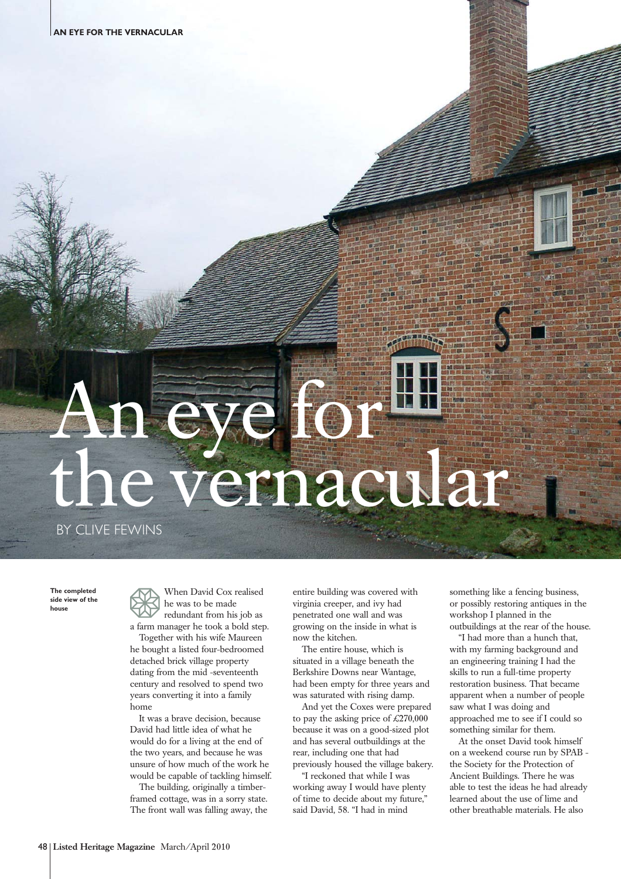# An eye for the vernacular

BY CLIVE FEWINS

The completed side view of the house

When David Cox realised he was to be made redundant from his job as a farm manager he took a bold step.

Together with his wife Maureen he bought a listed four-bedroomed detached brick village property dating from the mid -seventeenth century and resolved to spend two years converting it into a family home

It was a brave decision, because David had little idea of what he would do for a living at the end of the two years, and because he was unsure of how much of the work he would be capable of tackling himself.

The building, originally a timber-framed cottage, was in a sorry state. The front wall was falling away, the entire building was covered with virginia creeper, and ivy had penetrated one wall and was growing on the inside in what is now the kitchen.

The entire house, which is situated in a village beneath the Berkshire Downs near Wantage, had been empty for three years and was saturated with rising damp.

And yet the Coxes were prepared to pay the asking price of £270,000 because it was on a good-sized plot and has several outbuildings at the rear, including one that had previously housed the village bakery.

"I reckoned that while I was working away I would have plenty of time to decide about my future," said David, 58. "I had in mind something like a fencing business, or possibly restoring antiques in the workshop I planned in the outbuildings at the rear of the house.

"I had more than a hunch that, with my farming background and an engineering training I had the skills to run a full-time property restoration business. That became apparent when a number of people saw what I was doing and approached me to see if I could so something similar for them.

At the onset David took himself on a weekend course run by SPAB - the Society for the Protection of Ancient Buildings. There he was able to test the ideas he had already learned about the use of lime and other breathable materials. He also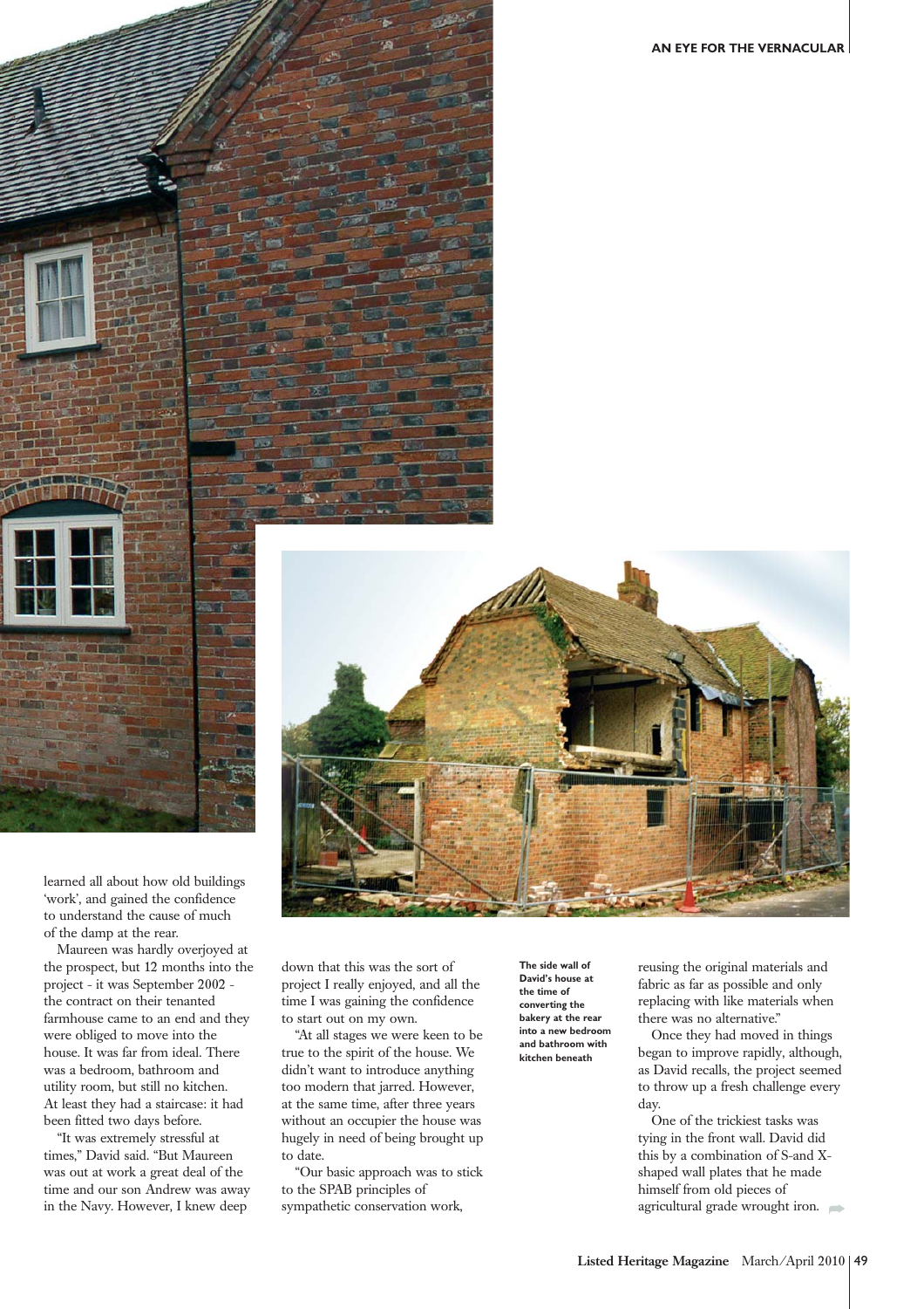learned all about how old buildings 'work', and gained the confidence to understand the cause of much of the damp at the rear.

Maureen was hardly overjoyed at the prospect, but 12 months into the project - it was September 2002 - the contract on their tenanted farmhouse came to an end and they were obliged to move into the house. It was far from ideal. There was a bedroom, bathroom and utility room, but still no kitchen. At least they had a staircase: it had been fitted two days before.

"It was extremely stressful at times," David said. "But Maureen was out at work a great deal of the time and our son Andrew was away in the Navy. However, I knew deep down that this was the sort of project I really enjoyed, and all the time I was gaining the confidence to start out on my own.

"At all stages we were keen to be true to the spirit of the house. We didn't want to introduce anything too modern that jarred. However, at the same time, after three years without an occupier the house was hugely in need of being brought up to date.

"Our basic approach was to stick to the SPAB principles of sympathetic conservation work, reusing the original materials and fabric as far as possible and only replacing with like materials when there was no alternative."

**The side wall of David's house at the time of converting the bakery at the rear into a new bedroom and bathroom with kitchen beneath**

Once they had moved in things began to improve rapidly, although, as David recalls, the project seemed to throw up a fresh challenge every day.

One of the trickiest tasks was tying in the front wall. David did this by a combination of S-and X-shaped wall plates that he made himself from old pieces of agricultural grade wrought iron.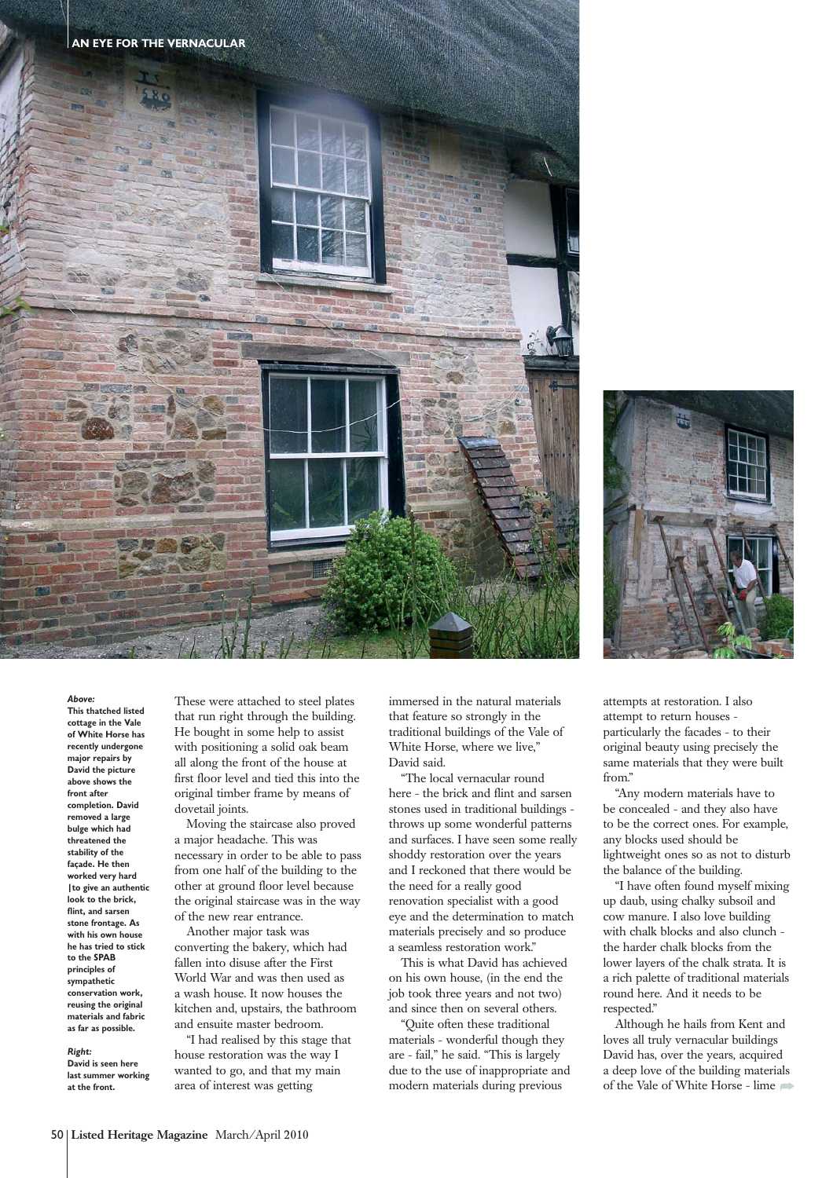***Above:***
**This thatched listed cottage in the Vale of White Horse has recently undergone major repairs by David the picture above shows the front after completion. David removed a large bulge which had threatened the stability of the façade. He then worked very hard |to give an authentic look to the brick, flint, and sarsen stone frontage. As with his own house he has tried to stick to the SPAB principles of sympathetic conservation work, reusing the original materials and fabric as far as possible.**

***Right:***
**David is seen here last summer working at the front.**

These were attached to steel plates that run right through the building. He bought in some help to assist with positioning a solid oak beam all along the front of the house at first floor level and tied this into the original timber frame by means of dovetail joints.

Moving the staircase also proved a major headache. This was necessary in order to be able to pass from one half of the building to the other at ground floor level because the original staircase was in the way of the new rear entrance.

Another major task was converting the bakery, which had fallen into disuse after the First World War and was then used as a wash house. It now houses the kitchen and, upstairs, the bathroom and ensuite master bedroom.

"I had realised by this stage that house restoration was the way I wanted to go, and that my main area of interest was getting immersed in the natural materials that feature so strongly in the traditional buildings of the Vale of White Horse, where we live," David said.

"The local vernacular round here - the brick and flint and sarsen stones used in traditional buildings - throws up some wonderful patterns and surfaces. I have seen some really shoddy restoration over the years and I reckoned that there would be the need for a really good renovation specialist with a good eye and the determination to match materials precisely and so produce a seamless restoration work."

This is what David has achieved on his own house, (in the end the job took three years and not two) and since then on several others.

"Quite often these traditional materials - wonderful though they are - fail," he said. "This is largely due to the use of inappropriate and modern materials during previous attempts at restoration. I also attempt to return houses - particularly the facades - to their original beauty using precisely the same materials that they were built from."

"Any modern materials have to be concealed - and they also have to be the correct ones. For example, any blocks used should be lightweight ones so as not to disturb the balance of the building.

"I have often found myself mixing up daub, using chalky subsoil and cow manure. I also love building with chalk blocks and also clunch - the harder chalk blocks from the lower layers of the chalk strata. It is a rich palette of traditional materials round here. And it needs to be respected."

Although he hails from Kent and loves all truly vernacular buildings David has, over the years, acquired a deep love of the building materials of the Vale of White Horse - lime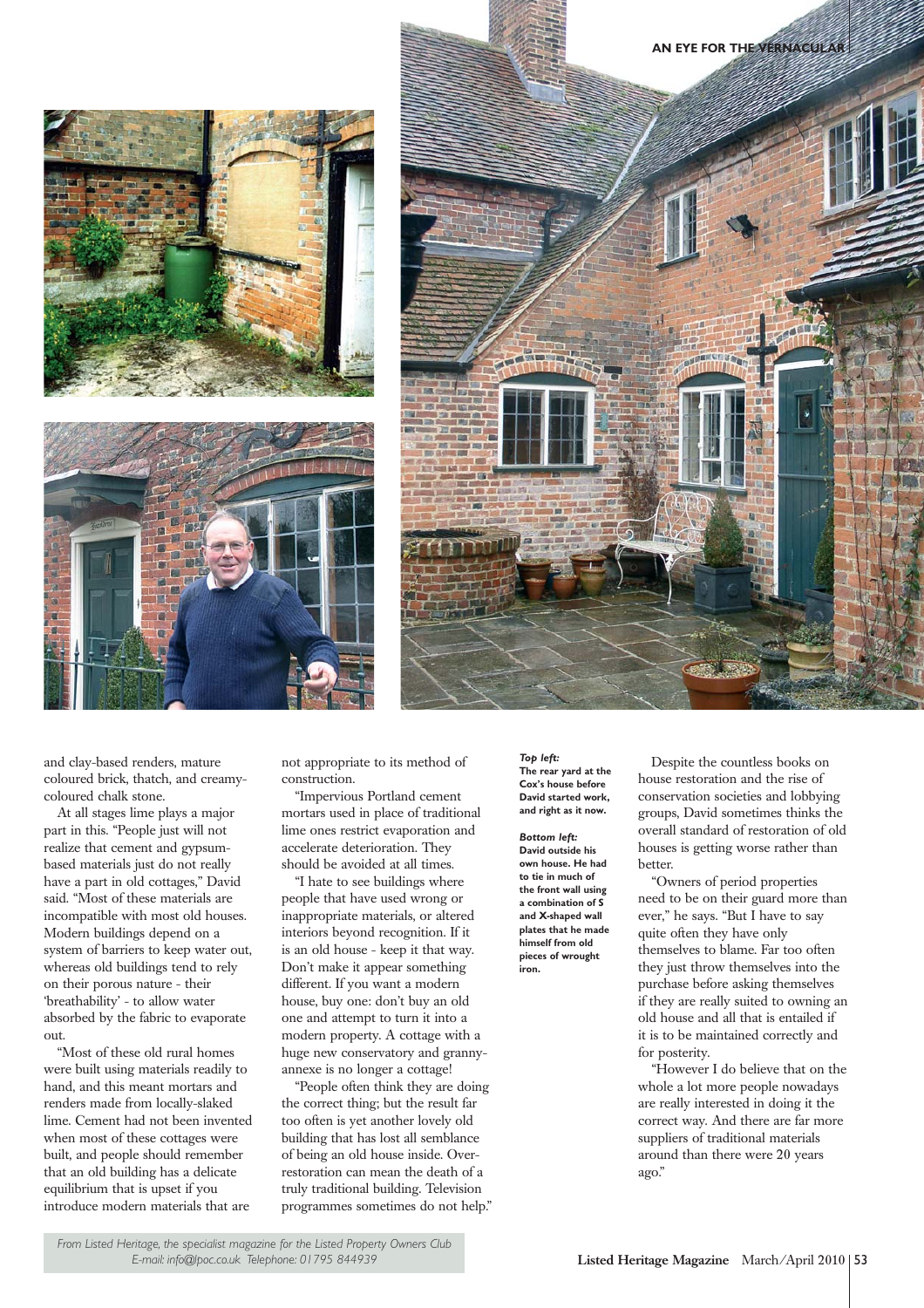and clay-based renders, mature coloured brick, thatch, and creamy-coloured chalk stone.

At all stages lime plays a major part in this. "People just will not realize that cement and gypsum-based materials just do not really have a part in old cottages," David said. "Most of these materials are incompatible with most old houses. Modern buildings depend on a system of barriers to keep water out, whereas old buildings tend to rely on their porous nature - their 'breathability' - to allow water absorbed by the fabric to evaporate out.

"Most of these old rural homes were built using materials readily to hand, and this meant mortars and renders made from locally-slaked lime. Cement had not been invented when most of these cottages were built, and people should remember that an old building has a delicate equilibrium that is upset if you introduce modern materials that are not appropriate to its method of construction.

"Impervious Portland cement mortars used in place of traditional lime ones restrict evaporation and accelerate deterioration. They should be avoided at all times.

"I hate to see buildings where people that have used wrong or inappropriate materials, or altered interiors beyond recognition. If it is an old house - keep it that way. Don't make it appear something different. If you want a modern house, buy one: don't buy an old one and attempt to turn it into a modern property. A cottage with a huge new conservatory and granny-annexe is no longer a cottage!

"People often think they are doing the correct thing; but the result far too often is yet another lovely old building that has lost all semblance of being an old house inside. Over-restoration can mean the death of a truly traditional building. Television programmes sometimes do not help."

***Top left:*** **The rear yard at the Cox's house before David started work, and right as it now.**

***Bottom left:*** **David outside his own house. He had to tie in much of the front wall using a combination of S and X-shaped wall plates that he made himself from old pieces of wrought iron.**

Despite the countless books on house restoration and the rise of conservation societies and lobbying groups, David sometimes thinks the overall standard of restoration of old houses is getting worse rather than better.

"Owners of period properties need to be on their guard more than ever," he says. "But I have to say quite often they have only themselves to blame. Far too often they just throw themselves into the purchase before asking themselves if they are really suited to owning an old house and all that is entailed if it is to be maintained correctly and for posterity.

"However I do believe that on the whole a lot more people nowadays are really interested in doing it the correct way. And there are far more suppliers of traditional materials around than there were 20 years ago."

*From Listed Heritage, the specialist magazine for the Listed Property Owners Club*
*E-mail: info@lpoc.co.uk Telephone: 01795 844939*